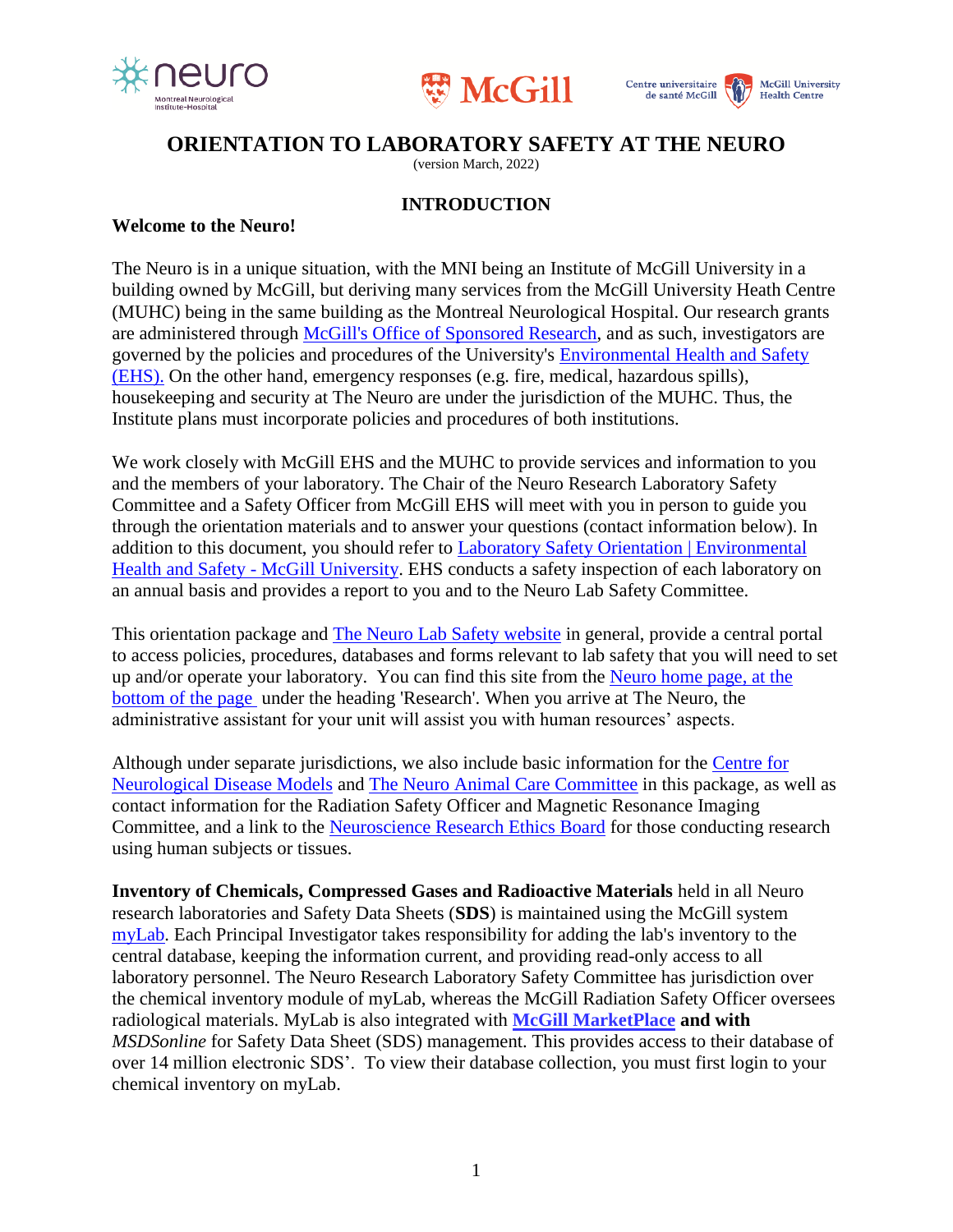# ORIENTATION TO LABORATORY SAFETY AT THE NEURO

(version March, 2022)

## INTRODUCTION

**Welcome to the Neuro!**

The Neuro is in a unique situation, with the MNI being an Institute of McGill University in a building owned by McGill, but deriving many services from the McGill University Heath Centre (MUHC) being in the same building as the Montreal Neurological Hospital. Our research grants are administered through McGill's Office of Sponsored Research, and as such, investigators are governed by the policies and procedures of the University's Environmental Health and Safety (EHS). On the other hand, emergency responses (e.g. fire, medical, hazardous spills), housekeeping and security at The Neuro are under the jurisdiction of the MUHC. Thus, the Institute plans must incorporate policies and procedures of both institutions.

We work closely with McGill EHS and the MUHC to provide services and information to you and the members of your laboratory. The Chair of the Neuro Research Laboratory Safety Committee and a Safety Officer from McGill EHS will meet with you in person to guide you through the orientation materials and to answer your questions (contact information below). In addition to this document, you should refer to Laboratory Safety Orientation | Environmental Health and Safety - McGill University. EHS conducts a safety inspection of each laboratory on an annual basis and provides a report to you and to the Neuro Lab Safety Committee.

This orientation package and The Neuro Lab Safety website in general, provide a central portal to access policies, procedures, databases and forms relevant to lab safety that you will need to set up and/or operate your laboratory. You can find this site from the Neuro home page, at the bottom of the page under the heading 'Research'. When you arrive at The Neuro, the administrative assistant for your unit will assist you with human resources' aspects.

Although under separate jurisdictions, we also include basic information for the Centre for Neurological Disease Models and The Neuro Animal Care Committee in this package, as well as contact information for the Radiation Safety Officer and Magnetic Resonance Imaging Committee, and a link to the Neuroscience Research Ethics Board for those conducting research using human subjects or tissues.

**Inventory of Chemicals, Compressed Gases and Radioactive Materials** held in all Neuro research laboratories and Safety Data Sheets (**SDS**) is maintained using the McGill system myLab. Each Principal Investigator takes responsibility for adding the lab's inventory to the central database, keeping the information current, and providing read-only access to all laboratory personnel. The Neuro Research Laboratory Safety Committee has jurisdiction over the chemical inventory module of myLab, whereas the McGill Radiation Safety Officer oversees radiological materials. MyLab is also integrated with **McGill MarketPlace and with** *MSDSonline* for Safety Data Sheet (SDS) management. This provides access to their database of over 14 million electronic SDS'. To view their database collection, you must first login to your chemical inventory on myLab.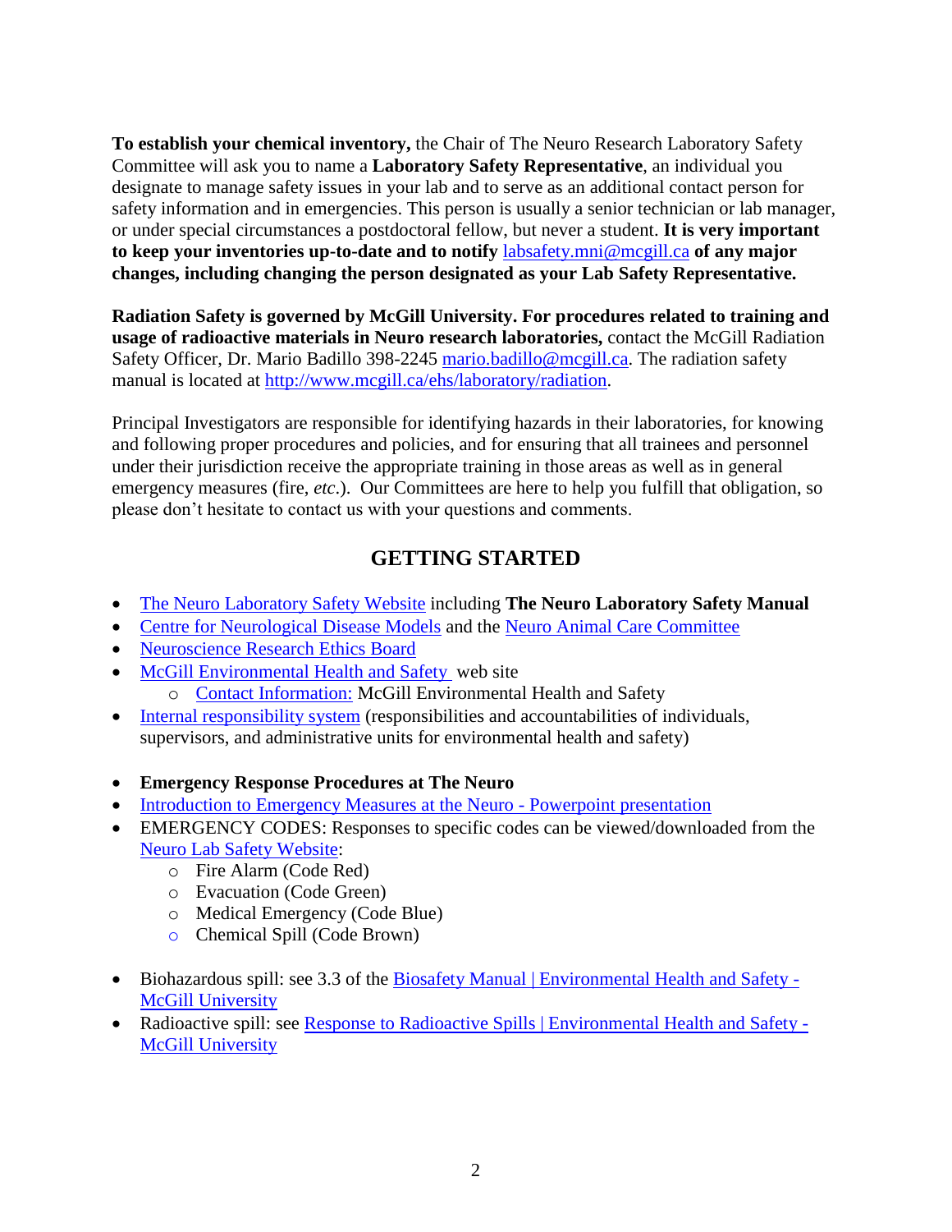**To establish your chemical inventory,** the Chair of The Neuro Research Laboratory Safety Committee will ask you to name a **Laboratory Safety Representative**, an individual you designate to manage safety issues in your lab and to serve as an additional contact person for safety information and in emergencies. This person is usually a senior technician or lab manager, or under special circumstances a postdoctoral fellow, but never a student. **It is very important to keep your inventories up-to-date and to notify** labsafety.mni@mcgill.ca **of any major changes, including changing the person designated as your Lab Safety Representative.**

**Radiation Safety is governed by McGill University. For procedures related to training and usage of radioactive materials in Neuro research laboratories,** contact the McGill Radiation Safety Officer, Dr. Mario Badillo 398-2245 mario.badillo@mcgill.ca. The radiation safety manual is located at http://www.mcgill.ca/ehs/laboratory/radiation.

Principal Investigators are responsible for identifying hazards in their laboratories, for knowing and following proper procedures and policies, and for ensuring that all trainees and personnel under their jurisdiction receive the appropriate training in those areas as well as in general emergency measures (fire, *etc*.). Our Committees are here to help you fulfill that obligation, so please don't hesitate to contact us with your questions and comments.

## GETTING STARTED

- The Neuro Laboratory Safety Website including **The Neuro Laboratory Safety Manual**
- Centre for Neurological Disease Models and the Neuro Animal Care Committee
- Neuroscience Research Ethics Board
- McGill Environmental Health and Safety web site
  - Contact Information: McGill Environmental Health and Safety
- Internal responsibility system (responsibilities and accountabilities of individuals, supervisors, and administrative units for environmental health and safety)

- **Emergency Response Procedures at The Neuro**
- Introduction to Emergency Measures at the Neuro - Powerpoint presentation
- EMERGENCY CODES: Responses to specific codes can be viewed/downloaded from the Neuro Lab Safety Website:
  - Fire Alarm (Code Red)
  - Evacuation (Code Green)
  - Medical Emergency (Code Blue)
  - Chemical Spill (Code Brown)

- Biohazardous spill: see 3.3 of the Biosafety Manual | Environmental Health and Safety - McGill University
- Radioactive spill: see Response to Radioactive Spills | Environmental Health and Safety - McGill University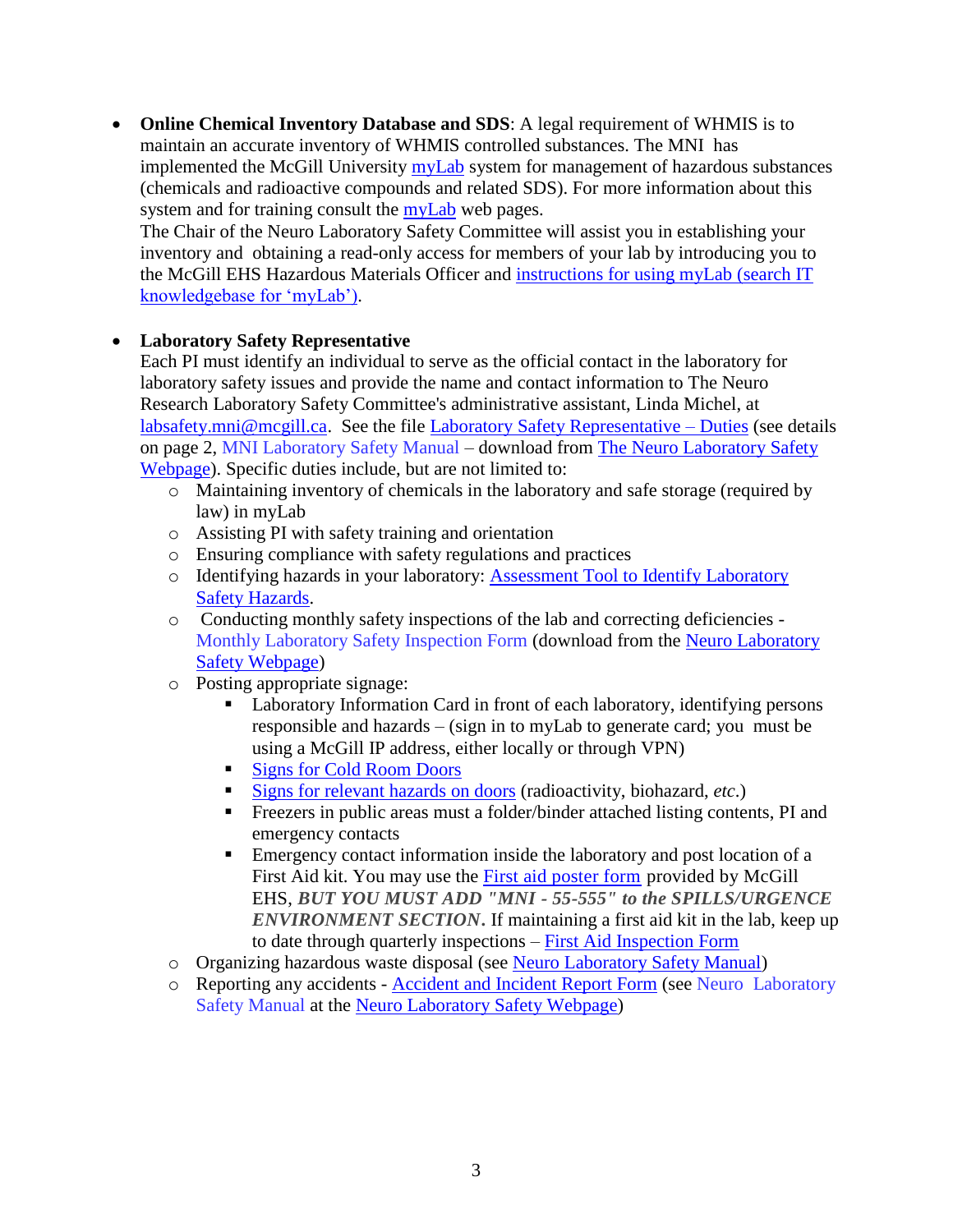- **Online Chemical Inventory Database and SDS**: A legal requirement of WHMIS is to maintain an accurate inventory of WHMIS controlled substances. The MNI has implemented the McGill University myLab system for management of hazardous substances (chemicals and radioactive compounds and related SDS). For more information about this system and for training consult the myLab web pages.
  The Chair of the Neuro Laboratory Safety Committee will assist you in establishing your inventory and obtaining a read-only access for members of your lab by introducing you to the McGill EHS Hazardous Materials Officer and instructions for using myLab (search IT knowledgebase for 'myLab').

- **Laboratory Safety Representative**
  Each PI must identify an individual to serve as the official contact in the laboratory for laboratory safety issues and provide the name and contact information to The Neuro Research Laboratory Safety Committee's administrative assistant, Linda Michel, at labsafety.mni@mcgill.ca. See the file Laboratory Safety Representative – Duties (see details on page 2, MNI Laboratory Safety Manual – download from The Neuro Laboratory Safety Webpage). Specific duties include, but are not limited to:
  - Maintaining inventory of chemicals in the laboratory and safe storage (required by law) in myLab
  - Assisting PI with safety training and orientation
  - Ensuring compliance with safety regulations and practices
  - Identifying hazards in your laboratory: Assessment Tool to Identify Laboratory Safety Hazards.
  - Conducting monthly safety inspections of the lab and correcting deficiencies - Monthly Laboratory Safety Inspection Form (download from the Neuro Laboratory Safety Webpage)
  - Posting appropriate signage:
    - Laboratory Information Card in front of each laboratory, identifying persons responsible and hazards – (sign in to myLab to generate card; you must be using a McGill IP address, either locally or through VPN)
    - Signs for Cold Room Doors
    - Signs for relevant hazards on doors (radioactivity, biohazard, *etc*.)
    - Freezers in public areas must a folder/binder attached listing contents, PI and emergency contacts
    - Emergency contact information inside the laboratory and post location of a First Aid kit. You may use the First aid poster form provided by McGill EHS, ***BUT YOU MUST ADD "MNI - 55-555" to the SPILLS/URGENCE ENVIRONMENT SECTION***. If maintaining a first aid kit in the lab, keep up to date through quarterly inspections – First Aid Inspection Form
  - Organizing hazardous waste disposal (see Neuro Laboratory Safety Manual)
  - Reporting any accidents - Accident and Incident Report Form (see Neuro Laboratory Safety Manual at the Neuro Laboratory Safety Webpage)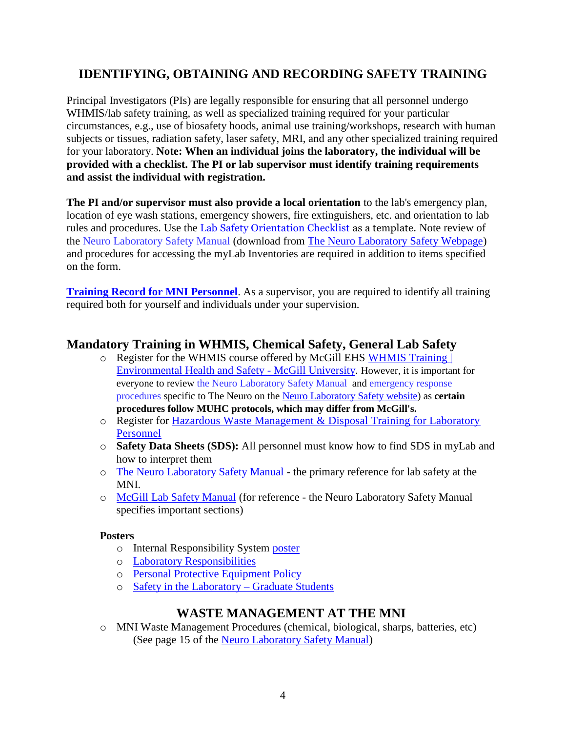## IDENTIFYING, OBTAINING AND RECORDING SAFETY TRAINING

Principal Investigators (PIs) are legally responsible for ensuring that all personnel undergo WHMIS/lab safety training, as well as specialized training required for your particular circumstances, e.g., use of biosafety hoods, animal use training/workshops, research with human subjects or tissues, radiation safety, laser safety, MRI, and any other specialized training required for your laboratory. **Note: When an individual joins the laboratory, the individual will be provided with a checklist. The PI or lab supervisor must identify training requirements and assist the individual with registration.**

**The PI and/or supervisor must also provide a local orientation** to the lab's emergency plan, location of eye wash stations, emergency showers, fire extinguishers, etc. and orientation to lab rules and procedures. Use the Lab Safety Orientation Checklist as a template. Note review of the Neuro Laboratory Safety Manual (download from The Neuro Laboratory Safety Webpage) and procedures for accessing the myLab Inventories are required in addition to items specified on the form.

**Training Record for MNI Personnel**. As a supervisor, you are required to identify all training required both for yourself and individuals under your supervision.

### Mandatory Training in WHMIS, Chemical Safety, General Lab Safety

- Register for the WHMIS course offered by McGill EHS WHMIS Training | Environmental Health and Safety - McGill University. However, it is important for everyone to review the Neuro Laboratory Safety Manual and emergency response procedures specific to The Neuro on the Neuro Laboratory Safety website) as **certain procedures follow MUHC protocols, which may differ from McGill's.**
- Register for Hazardous Waste Management & Disposal Training for Laboratory Personnel
- **Safety Data Sheets (SDS):** All personnel must know how to find SDS in myLab and how to interpret them
- The Neuro Laboratory Safety Manual - the primary reference for lab safety at the MNI.
- McGill Lab Safety Manual (for reference - the Neuro Laboratory Safety Manual specifies important sections)

**Posters**

- Internal Responsibility System poster
- Laboratory Responsibilities
- Personal Protective Equipment Policy
- Safety in the Laboratory – Graduate Students

## WASTE MANAGEMENT AT THE MNI

- MNI Waste Management Procedures (chemical, biological, sharps, batteries, etc) (See page 15 of the Neuro Laboratory Safety Manual)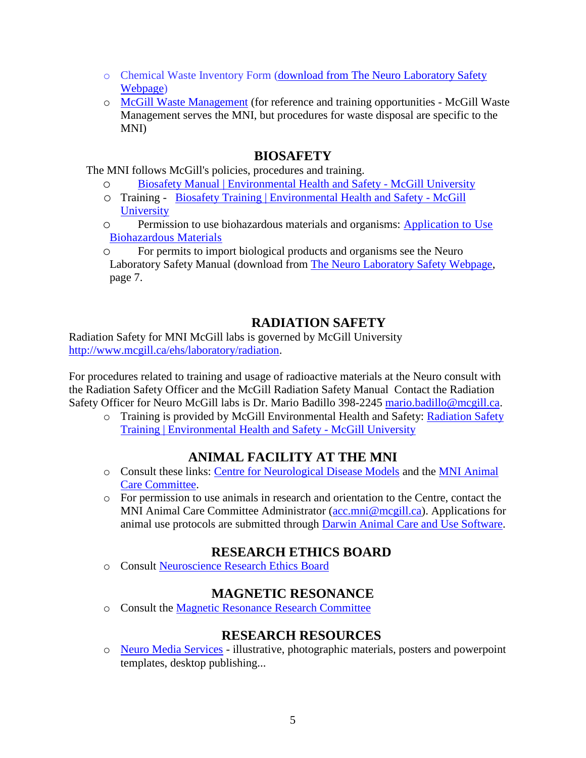- Chemical Waste Inventory Form (download from The Neuro Laboratory Safety Webpage)
- McGill Waste Management (for reference and training opportunities - McGill Waste Management serves the MNI, but procedures for waste disposal are specific to the MNI)

## BIOSAFETY

The MNI follows McGill's policies, procedures and training.

- Biosafety Manual | Environmental Health and Safety - McGill University
- Training - Biosafety Training | Environmental Health and Safety - McGill University
- Permission to use biohazardous materials and organisms: Application to Use Biohazardous Materials
- For permits to import biological products and organisms see the Neuro Laboratory Safety Manual (download from The Neuro Laboratory Safety Webpage, page 7.

## RADIATION SAFETY

Radiation Safety for MNI McGill labs is governed by McGill University http://www.mcgill.ca/ehs/laboratory/radiation.

For procedures related to training and usage of radioactive materials at the Neuro consult with the Radiation Safety Officer and the McGill Radiation Safety Manual Contact the Radiation Safety Officer for Neuro McGill labs is Dr. Mario Badillo 398-2245 mario.badillo@mcgill.ca.

- Training is provided by McGill Environmental Health and Safety: Radiation Safety Training | Environmental Health and Safety - McGill University

## ANIMAL FACILITY AT THE MNI

- Consult these links: Centre for Neurological Disease Models and the MNI Animal Care Committee.
- For permission to use animals in research and orientation to the Centre, contact the MNI Animal Care Committee Administrator (acc.mni@mcgill.ca). Applications for animal use protocols are submitted through Darwin Animal Care and Use Software.

## RESEARCH ETHICS BOARD

- Consult Neuroscience Research Ethics Board

## MAGNETIC RESONANCE

- Consult the Magnetic Resonance Research Committee

## RESEARCH RESOURCES

- Neuro Media Services - illustrative, photographic materials, posters and powerpoint templates, desktop publishing...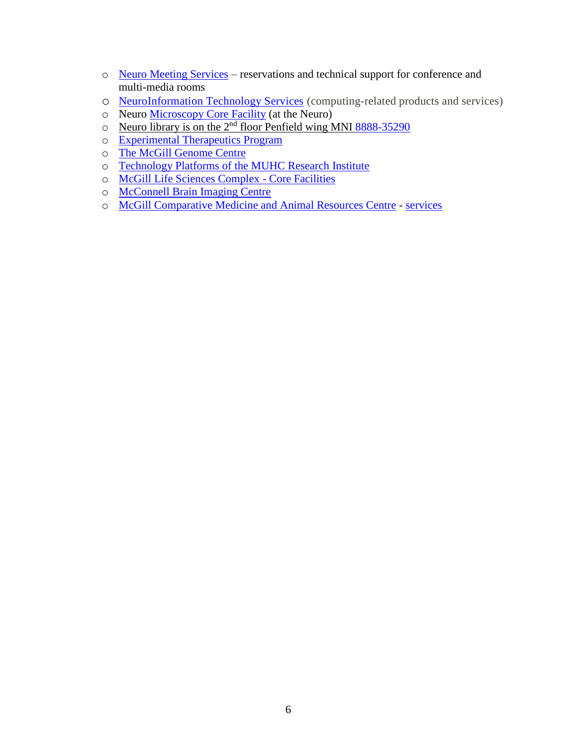- Neuro Meeting Services – reservations and technical support for conference and multi-media rooms
- NeuroInformation Technology Services (computing-related products and services)
- Neuro Microscopy Core Facility (at the Neuro)
- Neuro library is on the 2nd floor Penfield wing MNI 8888-35290
- Experimental Therapeutics Program
- The McGill Genome Centre
- Technology Platforms of the MUHC Research Institute
- McGill Life Sciences Complex - Core Facilities
- McConnell Brain Imaging Centre
- McGill Comparative Medicine and Animal Resources Centre - services